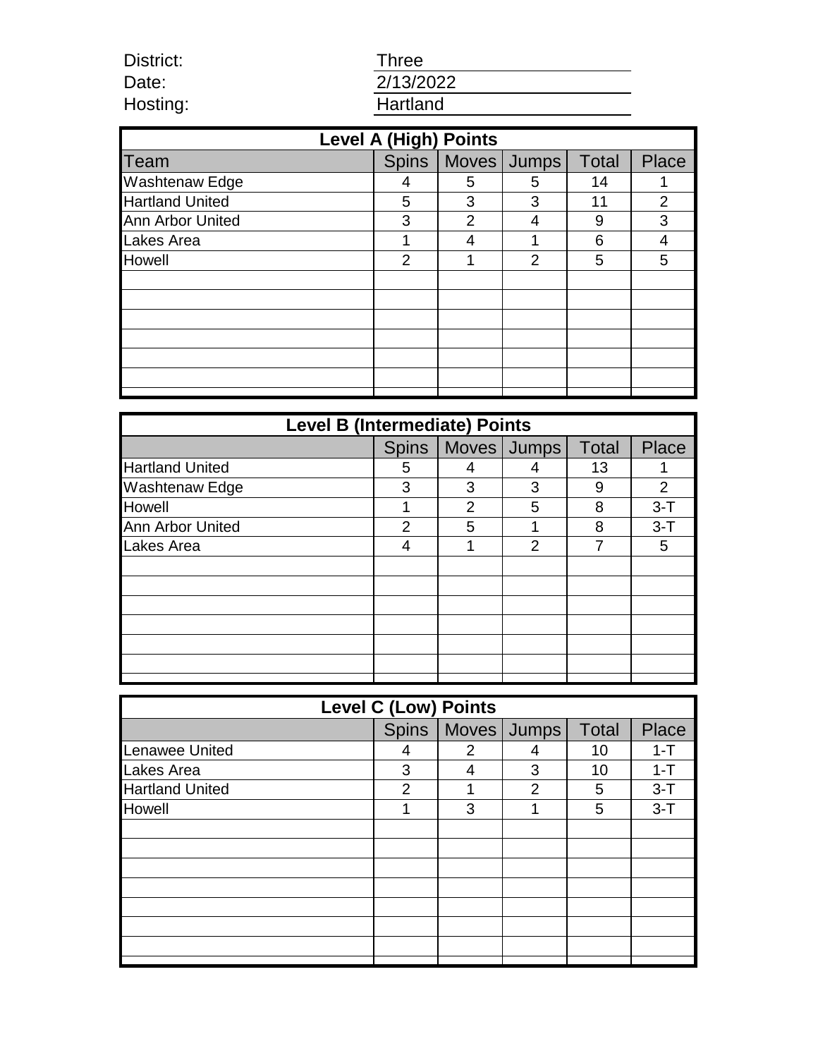District: Three

Date: 2/13/2022

Hosting: Hartland

| Level A (High) Points | | | | | |
|---|---|---|---|---|---|
| Team | Spins | Moves | Jumps | Total | Place |
| Washtenaw Edge | 4 | 5 | 5 | 14 | 1 |
| Hartland United | 5 | 3 | 3 | 11 | 2 |
| Ann Arbor United | 3 | 2 | 4 | 9 | 3 |
| Lakes Area | 1 | 4 | 1 | 6 | 4 |
| Howell | 2 | 1 | 2 | 5 | 5 |

| Level B (Intermediate) Points | | | | | |
|---|---|---|---|---|---|
| | Spins | Moves | Jumps | Total | Place |
| Hartland United | 5 | 4 | 4 | 13 | 1 |
| Washtenaw Edge | 3 | 3 | 3 | 9 | 2 |
| Howell | 1 | 2 | 5 | 8 | 3-T |
| Ann Arbor United | 2 | 5 | 1 | 8 | 3-T |
| Lakes Area | 4 | 1 | 2 | 7 | 5 |

| Level C (Low) Points | | | | | |
|---|---|---|---|---|---|
| | Spins | Moves | Jumps | Total | Place |
| Lenawee United | 4 | 2 | 4 | 10 | 1-T |
| Lakes Area | 3 | 4 | 3 | 10 | 1-T |
| Hartland United | 2 | 1 | 2 | 5 | 3-T |
| Howell | 1 | 3 | 1 | 5 | 3-T |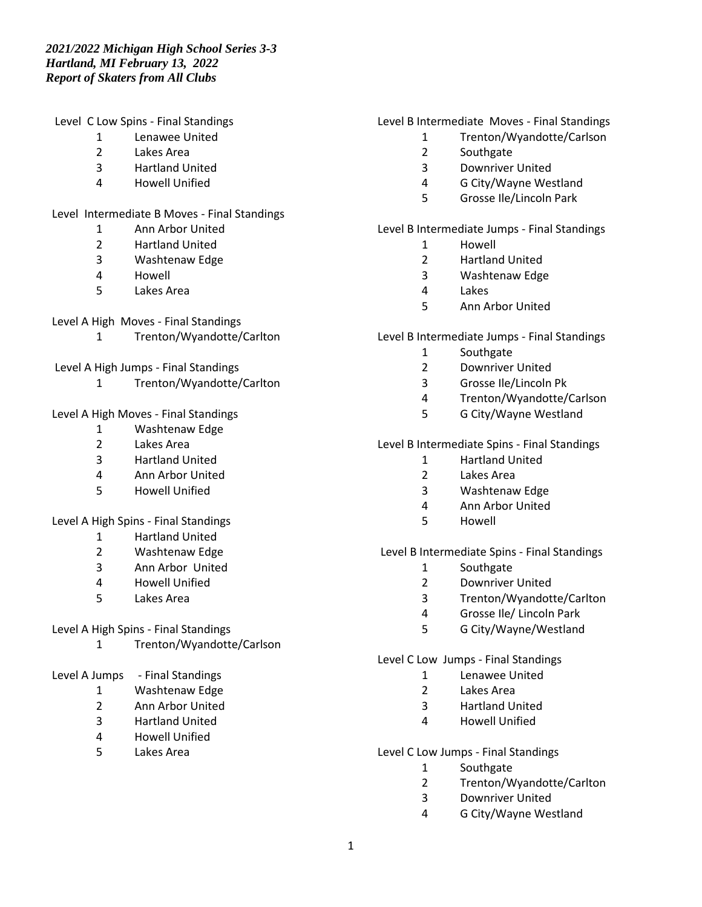***2021/2022 Michigan High School Series 3-3***
***Hartland, MI February 13, 2022***
***Report of Skaters from All Clubs***

Level C Low Spins - Final Standings

1 Lenawee United
2 Lakes Area
3 Hartland United
4 Howell Unified

Level Intermediate B Moves - Final Standings

1 Ann Arbor United
2 Hartland United
3 Washtenaw Edge
4 Howell
5 Lakes Area

Level A High Moves - Final Standings

1 Trenton/Wyandotte/Carlton

Level A High Jumps - Final Standings

1 Trenton/Wyandotte/Carlton

Level A High Moves - Final Standings

1 Washtenaw Edge
2 Lakes Area
3 Hartland United
4 Ann Arbor United
5 Howell Unified

Level A High Spins - Final Standings

1 Hartland United
2 Washtenaw Edge
3 Ann Arbor United
4 Howell Unified
5 Lakes Area

Level A High Spins - Final Standings

1 Trenton/Wyandotte/Carlson

Level A Jumps - Final Standings

1 Washtenaw Edge
2 Ann Arbor United
3 Hartland United
4 Howell Unified
5 Lakes Area

Level B Intermediate Moves - Final Standings

1 Trenton/Wyandotte/Carlson
2 Southgate
3 Downriver United
4 G City/Wayne Westland
5 Grosse Ile/Lincoln Park

Level B Intermediate Jumps - Final Standings

1 Howell
2 Hartland United
3 Washtenaw Edge
4 Lakes
5 Ann Arbor United

Level B Intermediate Jumps - Final Standings

1 Southgate
2 Downriver United
3 Grosse Ile/Lincoln Pk
4 Trenton/Wyandotte/Carlson
5 G City/Wayne Westland

Level B Intermediate Spins - Final Standings

1 Hartland United
2 Lakes Area
3 Washtenaw Edge
4 Ann Arbor United
5 Howell

Level B Intermediate Spins - Final Standings

1 Southgate
2 Downriver United
3 Trenton/Wyandotte/Carlton
4 Grosse Ile/ Lincoln Park
5 G City/Wayne/Westland

Level C Low Jumps - Final Standings

1 Lenawee United
2 Lakes Area
3 Hartland United
4 Howell Unified

Level C Low Jumps - Final Standings

1 Southgate
2 Trenton/Wyandotte/Carlton
3 Downriver United
4 G City/Wayne Westland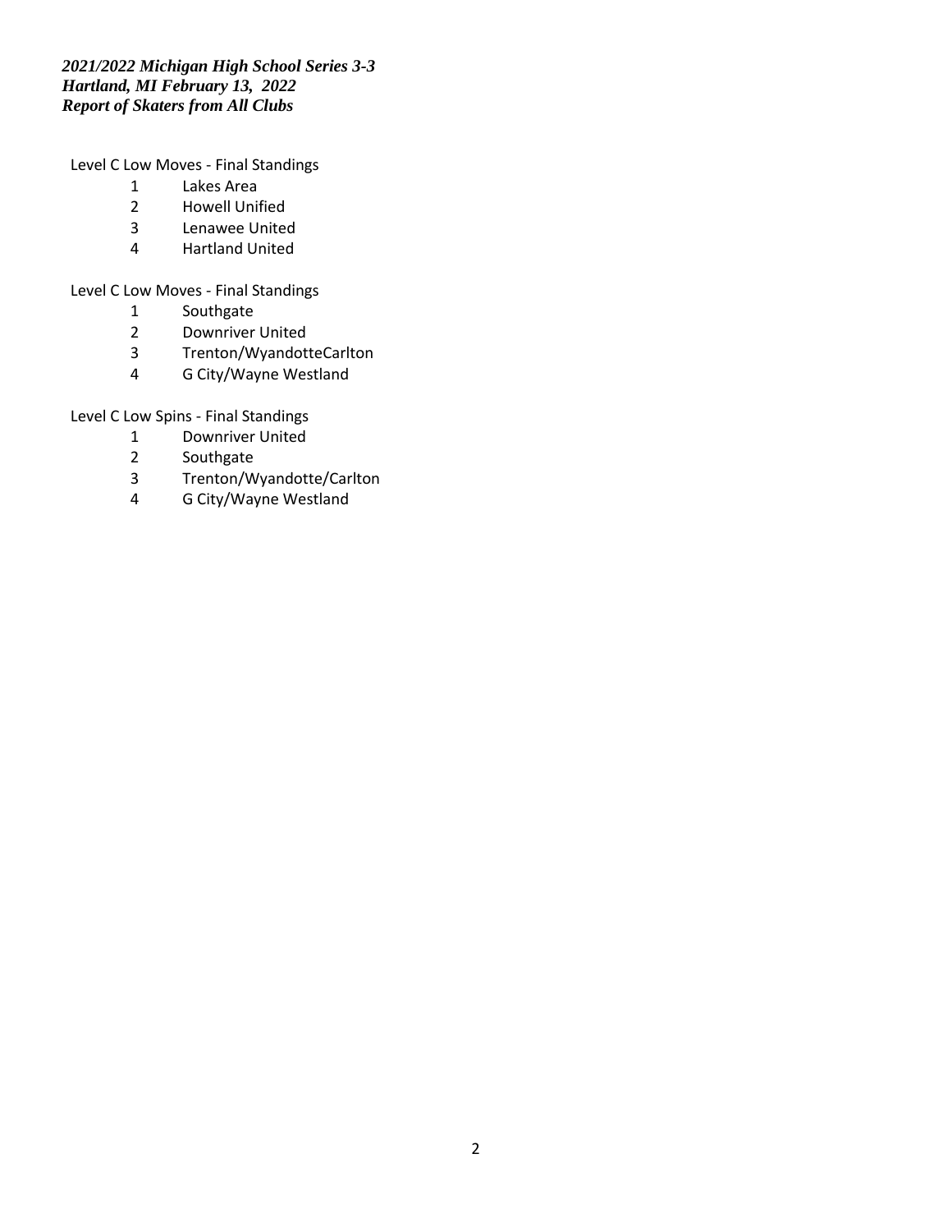***2021/2022 Michigan High School Series 3-3***
***Hartland, MI February 13, 2022***
***Report of Skaters from All Clubs***

Level C Low Moves - Final Standings

1. Lakes Area
2. Howell Unified
3. Lenawee United
4. Hartland United

Level C Low Moves - Final Standings

1. Southgate
2. Downriver United
3. Trenton/WyandotteCarlton
4. G City/Wayne Westland

Level C Low Spins - Final Standings

1. Downriver United
2. Southgate
3. Trenton/Wyandotte/Carlton
4. G City/Wayne Westland